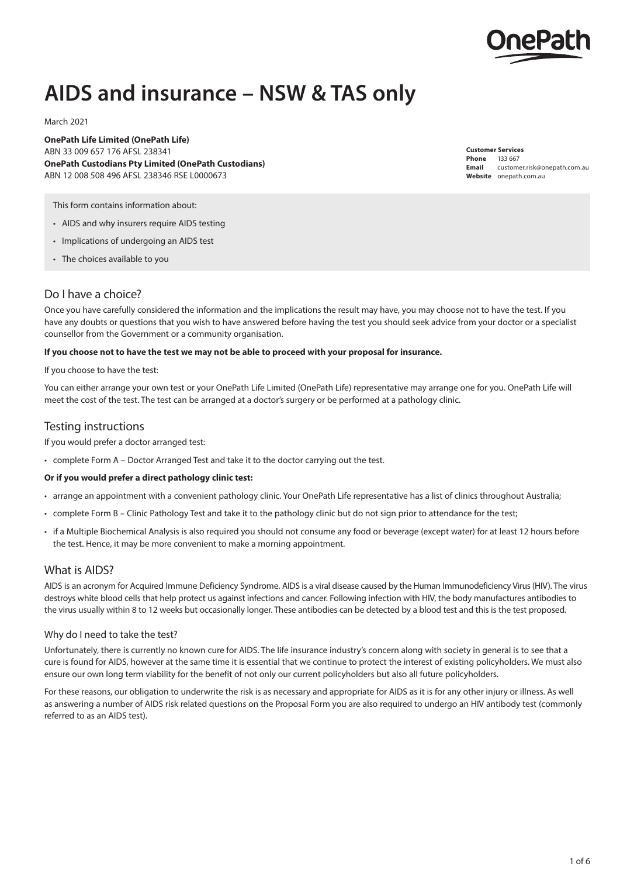# AIDS and insurance – NSW & TAS only

March 2021

**OnePath Life Limited (OnePath Life)**
ABN 33 009 657 176 AFSL 238341
**OnePath Custodians Pty Limited (OnePath Custodians)**
ABN 12 008 508 496 AFSL 238346 RSE L0000673

**Customer Services**
**Phone** 133 667
**Email** customer.risk@onepath.com.au
**Website** onepath.com.au

This form contains information about:

- AIDS and why insurers require AIDS testing
- Implications of undergoing an AIDS test
- The choices available to you

## Do I have a choice?

Once you have carefully considered the information and the implications the result may have, you may choose not to have the test. If you have any doubts or questions that you wish to have answered before having the test you should seek advice from your doctor or a specialist counsellor from the Government or a community organisation.

**If you choose not to have the test we may not be able to proceed with your proposal for insurance.**

If you choose to have the test:

You can either arrange your own test or your OnePath Life Limited (OnePath Life) representative may arrange one for you. OnePath Life will meet the cost of the test. The test can be arranged at a doctor's surgery or be performed at a pathology clinic.

## Testing instructions

If you would prefer a doctor arranged test:

- complete Form A – Doctor Arranged Test and take it to the doctor carrying out the test.

**Or if you would prefer a direct pathology clinic test:**

- arrange an appointment with a convenient pathology clinic. Your OnePath Life representative has a list of clinics throughout Australia;
- complete Form B – Clinic Pathology Test and take it to the pathology clinic but do not sign prior to attendance for the test;
- if a Multiple Biochemical Analysis is also required you should not consume any food or beverage (except water) for at least 12 hours before the test. Hence, it may be more convenient to make a morning appointment.

## What is AIDS?

AIDS is an acronym for Acquired Immune Deficiency Syndrome. AIDS is a viral disease caused by the Human Immunodeficiency Virus (HIV). The virus destroys white blood cells that help protect us against infections and cancer. Following infection with HIV, the body manufactures antibodies to the virus usually within 8 to 12 weeks but occasionally longer. These antibodies can be detected by a blood test and this is the test proposed.

### Why do I need to take the test?

Unfortunately, there is currently no known cure for AIDS. The life insurance industry's concern along with society in general is to see that a cure is found for AIDS, however at the same time it is essential that we continue to protect the interest of existing policyholders. We must also ensure our own long term viability for the benefit of not only our current policyholders but also all future policyholders.

For these reasons, our obligation to underwrite the risk is as necessary and appropriate for AIDS as it is for any other injury or illness. As well as answering a number of AIDS risk related questions on the Proposal Form you are also required to undergo an HIV antibody test (commonly referred to as an AIDS test).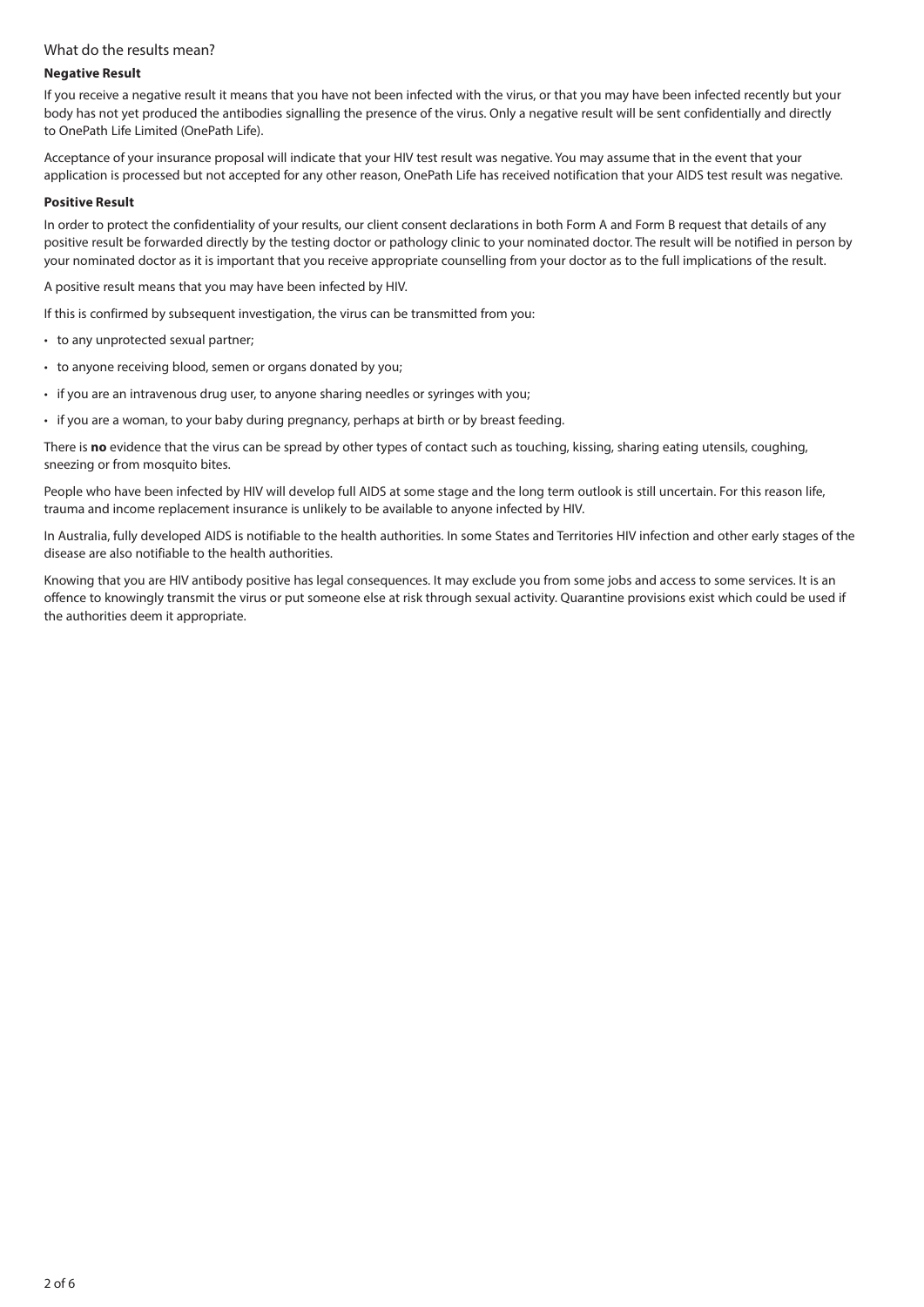## What do the results mean?

### Negative Result

If you receive a negative result it means that you have not been infected with the virus, or that you may have been infected recently but your body has not yet produced the antibodies signalling the presence of the virus. Only a negative result will be sent confidentially and directly to OnePath Life Limited (OnePath Life).

Acceptance of your insurance proposal will indicate that your HIV test result was negative. You may assume that in the event that your application is processed but not accepted for any other reason, OnePath Life has received notification that your AIDS test result was negative.

### Positive Result

In order to protect the confidentiality of your results, our client consent declarations in both Form A and Form B request that details of any positive result be forwarded directly by the testing doctor or pathology clinic to your nominated doctor. The result will be notified in person by your nominated doctor as it is important that you receive appropriate counselling from your doctor as to the full implications of the result.

A positive result means that you may have been infected by HIV.

If this is confirmed by subsequent investigation, the virus can be transmitted from you:

- to any unprotected sexual partner;
- to anyone receiving blood, semen or organs donated by you;
- if you are an intravenous drug user, to anyone sharing needles or syringes with you;
- if you are a woman, to your baby during pregnancy, perhaps at birth or by breast feeding.

There is **no** evidence that the virus can be spread by other types of contact such as touching, kissing, sharing eating utensils, coughing, sneezing or from mosquito bites.

People who have been infected by HIV will develop full AIDS at some stage and the long term outlook is still uncertain. For this reason life, trauma and income replacement insurance is unlikely to be available to anyone infected by HIV.

In Australia, fully developed AIDS is notifiable to the health authorities. In some States and Territories HIV infection and other early stages of the disease are also notifiable to the health authorities.

Knowing that you are HIV antibody positive has legal consequences. It may exclude you from some jobs and access to some services. It is an offence to knowingly transmit the virus or put someone else at risk through sexual activity. Quarantine provisions exist which could be used if the authorities deem it appropriate.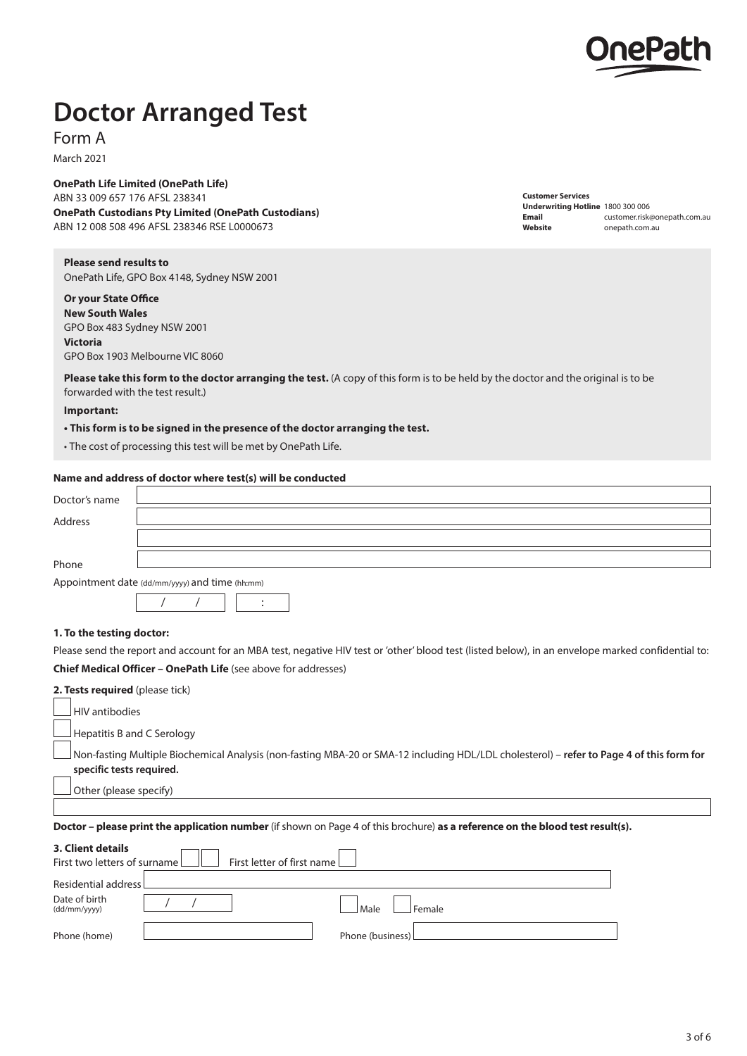# Doctor Arranged Test

Form A

March 2021

**OnePath Life Limited (OnePath Life)**
ABN 33 009 657 176 AFSL 238341
**OnePath Custodians Pty Limited (OnePath Custodians)**
ABN 12 008 508 496 AFSL 238346 RSE L0000673

**Customer Services**
**Underwriting Hotline** 1800 300 006
**Email** customer.risk@onepath.com.au
**Website** onepath.com.au

**Please send results to**
OnePath Life, GPO Box 4148, Sydney NSW 2001

**Or your State Office**
**New South Wales**
GPO Box 483 Sydney NSW 2001
**Victoria**
GPO Box 1903 Melbourne VIC 8060

**Please take this form to the doctor arranging the test.** (A copy of this form is to be held by the doctor and the original is to be forwarded with the test result.)

**Important:**

- **This form is to be signed in the presence of the doctor arranging the test.**
- The cost of processing this test will be met by OnePath Life.

**Name and address of doctor where test(s) will be conducted**

Doctor's name

Address

Phone

Appointment date (dd/mm/yyyy) and time (hh:mm)

/ / :

**1. To the testing doctor:**

Please send the report and account for an MBA test, negative HIV test or 'other' blood test (listed below), in an envelope marked confidential to:

**Chief Medical Officer – OnePath Life** (see above for addresses)

**2. Tests required** (please tick)

- ☐ HIV antibodies
- ☐ Hepatitis B and C Serology
- ☐ Non-fasting Multiple Biochemical Analysis (non-fasting MBA-20 or SMA-12 including HDL/LDL cholesterol) – **refer to Page 4 of this form for specific tests required.**
- ☐ Other (please specify)

**Doctor – please print the application number** (if shown on Page 4 of this brochure) **as a reference on the blood test result(s).**

**3. Client details**

First two letters of surname ☐☐ First letter of first name ☐

Residential address

Date of birth (dd/mm/yyyy) / / ☐ Male ☐ Female

Phone (home) Phone (business)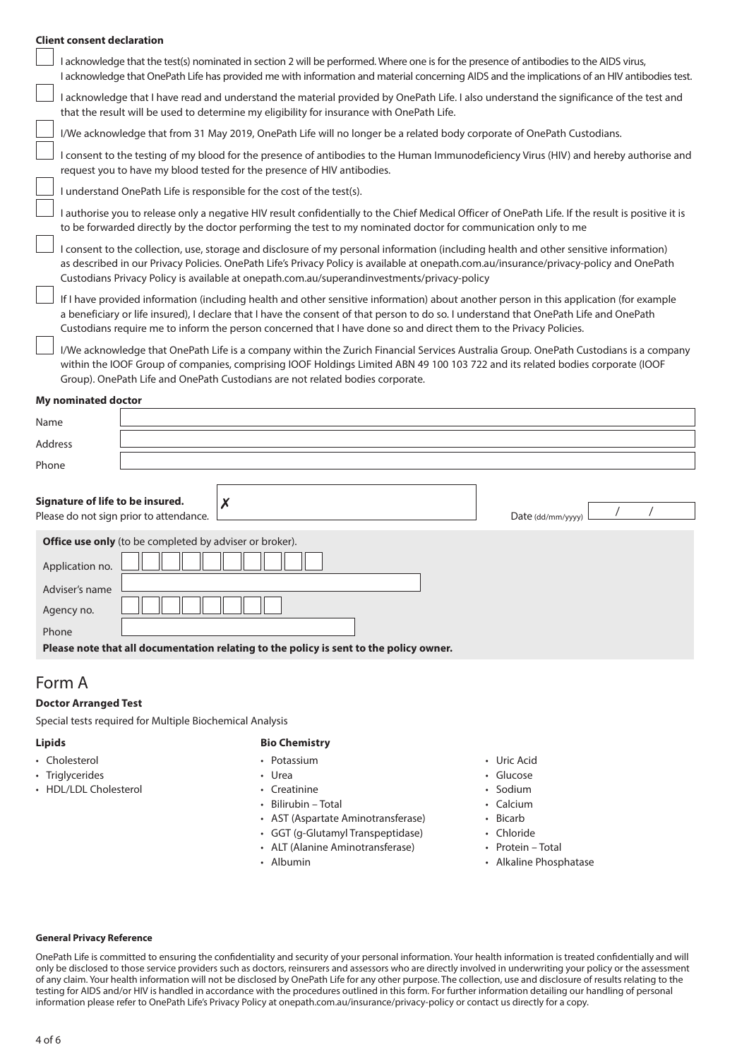**Client consent declaration**

- [ ] I acknowledge that the test(s) nominated in section 2 will be performed. Where one is for the presence of antibodies to the AIDS virus, I acknowledge that OnePath Life has provided me with information and material concerning AIDS and the implications of an HIV antibodies test.
- [ ] I acknowledge that I have read and understand the material provided by OnePath Life. I also understand the significance of the test and that the result will be used to determine my eligibility for insurance with OnePath Life.
- [ ] I/We acknowledge that from 31 May 2019, OnePath Life will no longer be a related body corporate of OnePath Custodians.
- [ ] I consent to the testing of my blood for the presence of antibodies to the Human Immunodeficiency Virus (HIV) and hereby authorise and request you to have my blood tested for the presence of HIV antibodies.
- [ ] I understand OnePath Life is responsible for the cost of the test(s).
- [ ] I authorise you to release only a negative HIV result confidentially to the Chief Medical Officer of OnePath Life. If the result is positive it is to be forwarded directly by the doctor performing the test to my nominated doctor for communication only to me
- [ ] I consent to the collection, use, storage and disclosure of my personal information (including health and other sensitive information) as described in our Privacy Policies. OnePath Life's Privacy Policy is available at onepath.com.au/insurance/privacy-policy and OnePath Custodians Privacy Policy is available at onepath.com.au/superandinvestments/privacy-policy
- [ ] If I have provided information (including health and other sensitive information) about another person in this application (for example a beneficiary or life insured), I declare that I have the consent of that person to do so. I understand that OnePath Life and OnePath Custodians require me to inform the person concerned that I have done so and direct them to the Privacy Policies.
- [ ] I/We acknowledge that OnePath Life is a company within the Zurich Financial Services Australia Group. OnePath Custodians is a company within the IOOF Group of companies, comprising IOOF Holdings Limited ABN 49 100 103 722 and its related bodies corporate (IOOF Group). OnePath Life and OnePath Custodians are not related bodies corporate.

**My nominated doctor**

| | |
|---|---|
| Name | |
| Address | |
| Phone | |

**Signature of life to be insured.**
Please do not sign prior to attendance. ✗ ______________________

Date (dd/mm/yyyy) ___ / ___ / ______

**Office use only** (to be completed by adviser or broker).

| | |
|---|---|
| Application no. | |
| Adviser's name | |
| Agency no. | |
| Phone | |

**Please note that all documentation relating to the policy is sent to the policy owner.**

# Form A

**Doctor Arranged Test**

Special tests required for Multiple Biochemical Analysis

**Lipids**

- Cholesterol
- Triglycerides
- HDL/LDL Cholesterol

**Bio Chemistry**

- Potassium
- Urea
- Creatinine
- Bilirubin – Total
- AST (Aspartate Aminotransferase)
- GGT (g-Glutamyl Transpeptidase)
- ALT (Alanine Aminotransferase)
- Albumin
- Uric Acid
- Glucose
- Sodium
- Calcium
- Bicarb
- Chloride
- Protein – Total
- Alkaline Phosphatase

**General Privacy Reference**

OnePath Life is committed to ensuring the confidentiality and security of your personal information. Your health information is treated confidentially and will only be disclosed to those service providers such as doctors, reinsurers and assessors who are directly involved in underwriting your policy or the assessment of any claim. Your health information will not be disclosed by OnePath Life for any other purpose. The collection, use and disclosure of results relating to the testing for AIDS and/or HIV is handled in accordance with the procedures outlined in this form. For further information detailing our handling of personal information please refer to OnePath Life's Privacy Policy at onepath.com.au/insurance/privacy-policy or contact us directly for a copy.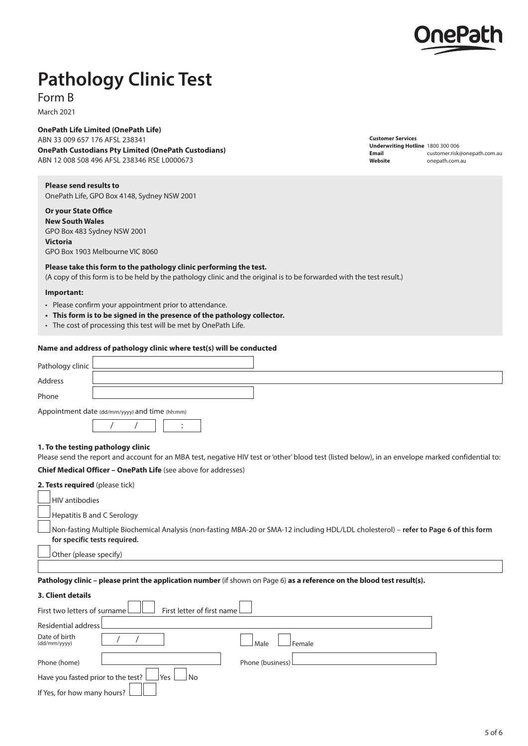# Pathology Clinic Test

Form B

March 2021

**OnePath Life Limited (OnePath Life)**
ABN 33 009 657 176 AFSL 238341
**OnePath Custodians Pty Limited (OnePath Custodians)**
ABN 12 008 508 496 AFSL 238346 RSE L0000673

**Customer Services**
**Underwriting Hotline** 1800 300 006
**Email** customer.risk@onepath.com.au
**Website** onepath.com.au

**Please send results to**
OnePath Life, GPO Box 4148, Sydney NSW 2001

**Or your State Office**
**New South Wales**
GPO Box 483 Sydney NSW 2001
**Victoria**
GPO Box 1903 Melbourne VIC 8060

**Please take this form to the pathology clinic performing the test.**
(A copy of this form is to be held by the pathology clinic and the original is to be forwarded with the test result.)

**Important:**

- Please confirm your appointment prior to attendance.
- **This form is to be signed in the presence of the pathology collector.**
- The cost of processing this test will be met by OnePath Life.

**Name and address of pathology clinic where test(s) will be conducted**

Pathology clinic

Address

Phone

Appointment date (dd/mm/yyyy) and time (hh:mm)

/ / :

**1. To the testing pathology clinic**
Please send the report and account for an MBA test, negative HIV test or 'other' blood test (listed below), in an envelope marked confidential to:

**Chief Medical Officer – OnePath Life** (see above for addresses)

**2. Tests required** (please tick)

- ☐ HIV antibodies
- ☐ Hepatitis B and C Serology
- ☐ Non-fasting Multiple Biochemical Analysis (non-fasting MBA-20 or SMA-12 including HDL/LDL cholesterol) – **refer to Page 6 of this form for specific tests required.**
- ☐ Other (please specify)

**Pathology clinic – please print the application number** (if shown on Page 6) **as a reference on the blood test result(s).**

**3. Client details**

First two letters of surname ☐☐ First letter of first name ☐

Residential address

Date of birth (dd/mm/yyyy) / / ☐ Male ☐ Female

Phone (home) Phone (business)

Have you fasted prior to the test? ☐ Yes ☐ No

If Yes, for how many hours? ☐☐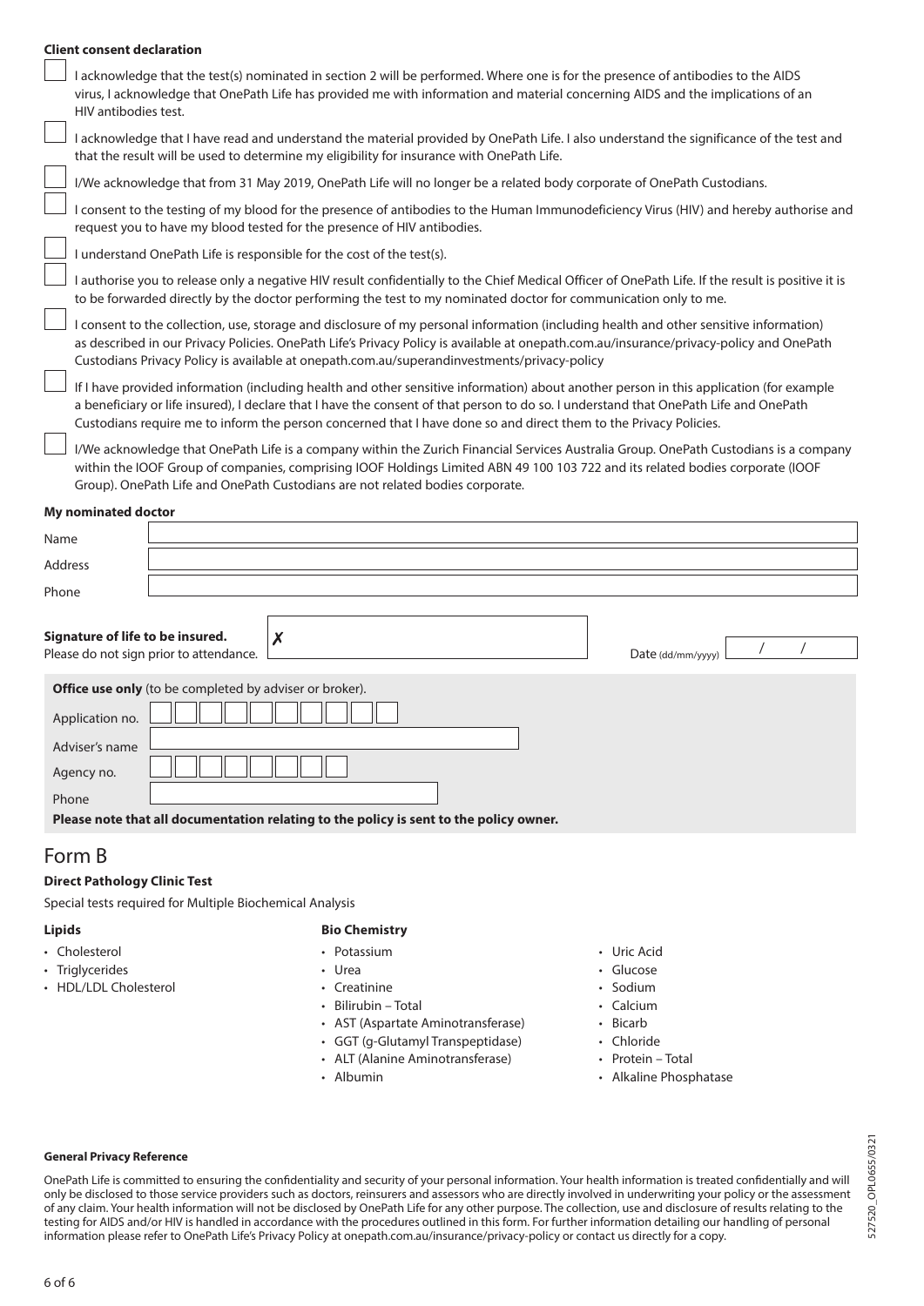**Client consent declaration**

- [ ] I acknowledge that the test(s) nominated in section 2 will be performed. Where one is for the presence of antibodies to the AIDS virus, I acknowledge that OnePath Life has provided me with information and material concerning AIDS and the implications of an HIV antibodies test.
- [ ] I acknowledge that I have read and understand the material provided by OnePath Life. I also understand the significance of the test and that the result will be used to determine my eligibility for insurance with OnePath Life.
- [ ] I/We acknowledge that from 31 May 2019, OnePath Life will no longer be a related body corporate of OnePath Custodians.
- [ ] I consent to the testing of my blood for the presence of antibodies to the Human Immunodeficiency Virus (HIV) and hereby authorise and request you to have my blood tested for the presence of HIV antibodies.
- [ ] I understand OnePath Life is responsible for the cost of the test(s).
- [ ] I authorise you to release only a negative HIV result confidentially to the Chief Medical Officer of OnePath Life. If the result is positive it is to be forwarded directly by the doctor performing the test to my nominated doctor for communication only to me.
- [ ] I consent to the collection, use, storage and disclosure of my personal information (including health and other sensitive information) as described in our Privacy Policies. OnePath Life's Privacy Policy is available at onepath.com.au/insurance/privacy-policy and OnePath Custodians Privacy Policy is available at onepath.com.au/superandinvestments/privacy-policy
- [ ] If I have provided information (including health and other sensitive information) about another person in this application (for example a beneficiary or life insured), I declare that I have the consent of that person to do so. I understand that OnePath Life and OnePath Custodians require me to inform the person concerned that I have done so and direct them to the Privacy Policies.
- [ ] I/We acknowledge that OnePath Life is a company within the Zurich Financial Services Australia Group. OnePath Custodians is a company within the IOOF Group of companies, comprising IOOF Holdings Limited ABN 49 100 103 722 and its related bodies corporate (IOOF Group). OnePath Life and OnePath Custodians are not related bodies corporate.

**My nominated doctor**

| | |
|---|---|
| Name | |
| Address | |
| Phone | |

**Signature of life to be insured.**
Please do not sign prior to attendance. ✗ ____________________ Date (dd/mm/yyyy) ___ / ___ / ______

**Office use only** (to be completed by adviser or broker).

| | |
|---|---|
| Application no. | |
| Adviser's name | |
| Agency no. | |
| Phone | |

**Please note that all documentation relating to the policy is sent to the policy owner.**

# Form B

**Direct Pathology Clinic Test**

Special tests required for Multiple Biochemical Analysis

**Lipids**

- Cholesterol
- Triglycerides
- HDL/LDL Cholesterol

**Bio Chemistry**

- Potassium
- Urea
- Creatinine
- Bilirubin – Total
- AST (Aspartate Aminotransferase)
- GGT (g-Glutamyl Transpeptidase)
- ALT (Alanine Aminotransferase)
- Albumin
- Uric Acid
- Glucose
- Sodium
- Calcium
- Bicarb
- Chloride
- Protein – Total
- Alkaline Phosphatase

**General Privacy Reference**

OnePath Life is committed to ensuring the confidentiality and security of your personal information. Your health information is treated confidentially and will only be disclosed to those service providers such as doctors, reinsurers and assessors who are directly involved in underwriting your policy or the assessment of any claim. Your health information will not be disclosed by OnePath Life for any other purpose. The collection, use and disclosure of results relating to the testing for AIDS and/or HIV is handled in accordance with the procedures outlined in this form. For further information detailing our handling of personal information please refer to OnePath Life's Privacy Policy at onepath.com.au/insurance/privacy-policy or contact us directly for a copy.

527520_OPL0655/0321